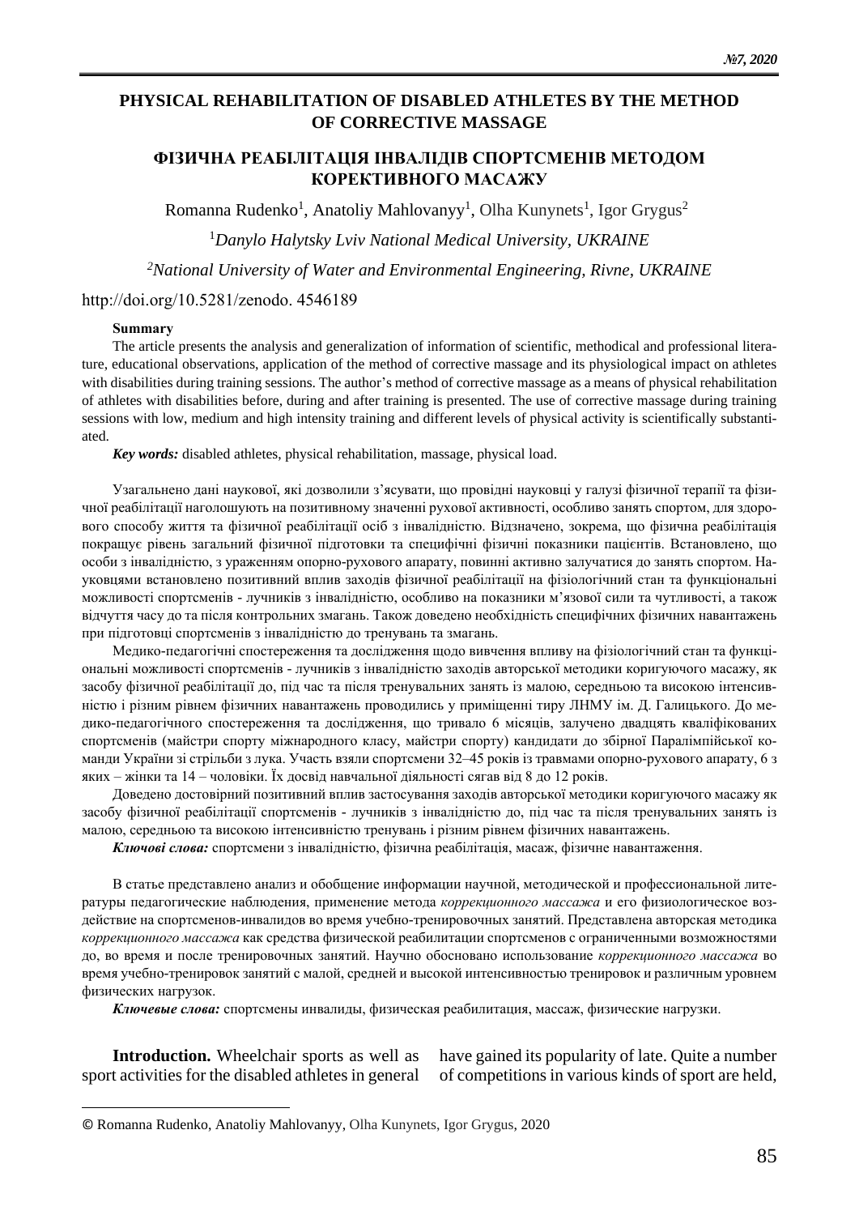# PHYSICAL REHABILITATION OF DISABLED ATHLETES BY THE METHOD OF CORRECTIVE MASSAGE

# ФІЗИЧНА РЕАБІЛІТАЦІЯ ІНВАЛІДІВ СПОРТСМЕНІВ МЕТОДОМ КОРЕКТИВНОГО МАСАЖУ

Romanna Rudenko[1], Anatoliy Mahlovanyy[1], Olha Kunynets[1], Igor Grygus[2]

[1]*Danylo Halytsky Lviv National Medical University, UKRAINE*

[2]*National University of Water and Environmental Engineering, Rivne, UKRAINE*

http://doi.org/10.5281/zenodo. 4546189

**Summary**

The article presents the analysis and generalization of information of scientific, methodical and professional literature, educational observations, application of the method of corrective massage and its physiological impact on athletes with disabilities during training sessions. The author's method of corrective massage as a means of physical rehabilitation of athletes with disabilities before, during and after training is presented. The use of corrective massage during training sessions with low, medium and high intensity training and different levels of physical activity is scientifically substantiated.

***Key words:*** disabled athletes, physical rehabilitation, massage, physical load.

Узагальнено дані наукової, які дозволили з'ясувати, що провідні науковці у галузі фізичної терапії та фізичної реабілітації наголошують на позитивному значенні рухової активності, особливо занять спортом, для здорового способу життя та фізичної реабілітації осіб з інвалідністю. Відзначено, зокрема, що фізична реабілітація покращує рівень загальний фізичної підготовки та специфічні фізичні показники пацієнтів. Встановлено, що особи з інвалідністю, з ураженням опорно-рухового апарату, повинні активно залучатися до занять спортом. Науковцями встановлено позитивний вплив заходів фізичної реабілітації на фізіологічний стан та функціональні можливості спортсменів - лучників з інвалідністю, особливо на показники м'язової сили та чутливості, а також відчуття часу до та після контрольних змагань. Також доведено необхідність специфічних фізичних навантажень при підготовці спортсменів з інвалідністю до тренувань та змагань.

Медико-педагогічні спостереження та дослідження щодо вивчення впливу на фізіологічний стан та функціональні можливості спортсменів - лучників з інвалідністю заходів авторської методики коригуючого масажу, як засобу фізичної реабілітації до, під час та після тренувальних занять із малою, середньою та високою інтенсивністю і різним рівнем фізичних навантажень проводились у приміщенні тиру ЛНМУ ім. Д. Галицького. До медико-педагогічного спостереження та дослідження, що тривало 6 місяців, залучено двадцять кваліфікованих спортсменів (майстри спорту міжнародного класу, майстри спорту) кандидати до збірної Паралімпійської команди України зі стрільби з лука. Участь взяли спортсмени 32–45 років із травмами опорно-рухового апарату, 6 з яких – жінки та 14 – чоловіки. Їх досвід навчальної діяльності сягав від 8 до 12 років.

Доведено достовірний позитивний вплив застосування заходів авторської методики коригуючого масажу як засобу фізичної реабілітації спортсменів - лучників з інвалідністю до, під час та після тренувальних занять із малою, середньою та високою інтенсивністю тренувань і різним рівнем фізичних навантажень.

***Ключові слова:*** спортсмени з інвалідністю, фізична реабілітація, масаж, фізичне навантаження.

В статье представлено анализ и обобщение информации научной, методической и профессиональной литературы педагогические наблюдения, применение метода *коррекционного массажа* и его физиологическое воздействие на спортсменов-инвалидов во время учебно-тренировочных занятий. Представлена авторская методика *коррекционного массажа* как средства физической реабилитации спортсменов с ограниченными возможностями до, во время и после тренировочных занятий. Научно обосновано использование *коррекционного массажа* во время учебно-тренировок занятий с малой, средней и высокой интенсивностью тренировок и различным уровнем физических нагрузок.

***Ключевые слова:*** спортсмены инвалиды, физическая реабилитация, массаж, физические нагрузки.

**Introduction.** Wheelchair sports as well as sport activities for the disabled athletes in general have gained its popularity of late. Quite a number of competitions in various kinds of sport are held,

© Romanna Rudenko, Anatoliy Mahlovanyy, Olha Kunynets, Igor Grygus, 2020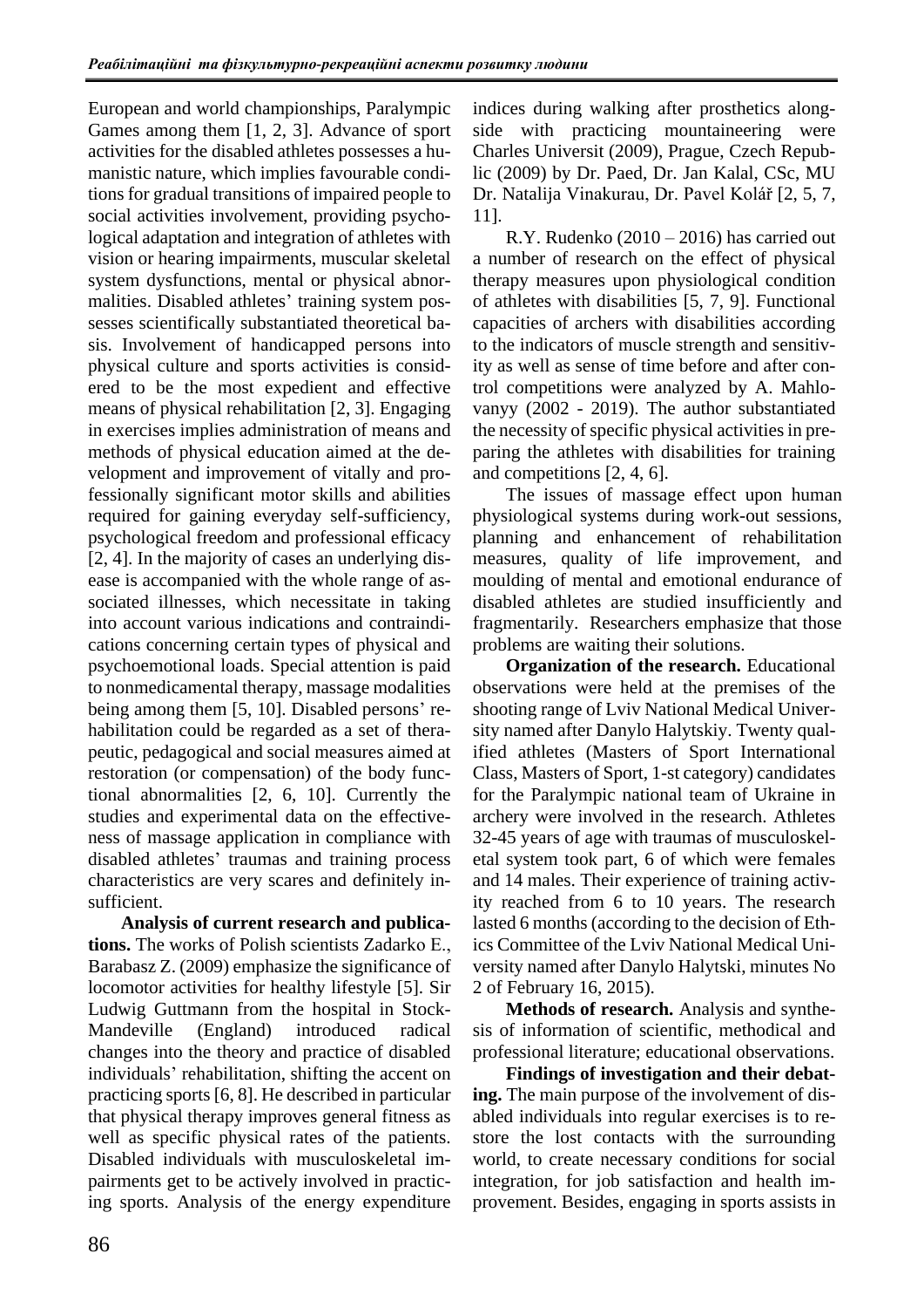European and world championships, Paralympic Games among them [1, 2, 3]. Advance of sport activities for the disabled athletes possesses a humanistic nature, which implies favourable conditions for gradual transitions of impaired people to social activities involvement, providing psychological adaptation and integration of athletes with vision or hearing impairments, muscular skeletal system dysfunctions, mental or physical abnormalities. Disabled athletes' training system possesses scientifically substantiated theoretical basis. Involvement of handicapped persons into physical culture and sports activities is considered to be the most expedient and effective means of physical rehabilitation [2, 3]. Engaging in exercises implies administration of means and methods of physical education aimed at the development and improvement of vitally and professionally significant motor skills and abilities required for gaining everyday self-sufficiency, psychological freedom and professional efficacy [2, 4]. In the majority of cases an underlying disease is accompanied with the whole range of associated illnesses, which necessitate in taking into account various indications and contraindications concerning certain types of physical and psychoemotional loads. Special attention is paid to nonmedicamental therapy, massage modalities being among them [5, 10]. Disabled persons' rehabilitation could be regarded as a set of therapeutic, pedagogical and social measures aimed at restoration (or compensation) of the body functional abnormalities [2, 6, 10]. Currently the studies and experimental data on the effectiveness of massage application in compliance with disabled athletes' traumas and training process characteristics are very scares and definitely insufficient.

**Analysis of current research and publications.** The works of Polish scientists Zadarko E., Barabasz Z. (2009) emphasize the significance of locomotor activities for healthy lifestyle [5]. Sir Ludwig Guttmann from the hospital in Stock-Mandeville (England) introduced radical changes into the theory and practice of disabled individuals' rehabilitation, shifting the accent on practicing sports [6, 8]. He described in particular that physical therapy improves general fitness as well as specific physical rates of the patients. Disabled individuals with musculoskeletal impairments get to be actively involved in practicing sports. Analysis of the energy expenditure indices during walking after prosthetics alongside with practicing mountaineering were Charles Universit (2009), Prague, Czech Republic (2009) by Dr. Paed, Dr. Jan Kalal, CSc, MU Dr. Natalija Vinakurau, Dr. Pavel Kolář [2, 5, 7, 11].

R.Y. Rudenko (2010 – 2016) has carried out a number of research on the effect of physical therapy measures upon physiological condition of athletes with disabilities [5, 7, 9]. Functional capacities of archers with disabilities according to the indicators of muscle strength and sensitivity as well as sense of time before and after control competitions were analyzed by A. Mahlovanyy (2002 - 2019). The author substantiated the necessity of specific physical activities in preparing the athletes with disabilities for training and competitions [2, 4, 6].

The issues of massage effect upon human physiological systems during work-out sessions, planning and enhancement of rehabilitation measures, quality of life improvement, and moulding of mental and emotional endurance of disabled athletes are studied insufficiently and fragmentarily. Researchers emphasize that those problems are waiting their solutions.

**Organization of the research.** Educational observations were held at the premises of the shooting range of Lviv National Medical University named after Danylo Halytskiy. Twenty qualified athletes (Masters of Sport International Class, Masters of Sport, 1-st category) candidates for the Paralympic national team of Ukraine in archery were involved in the research. Athletes 32-45 years of age with traumas of musculoskeletal system took part, 6 of which were females and 14 males. Their experience of training activity reached from 6 to 10 years. The research lasted 6 months (according to the decision of Ethics Committee of the Lviv National Medical University named after Danylo Halytski, minutes No 2 of February 16, 2015).

**Methods of research.** Analysis and synthesis of information of scientific, methodical and professional literature; educational observations.

**Findings of investigation and their debating.** The main purpose of the involvement of disabled individuals into regular exercises is to restore the lost contacts with the surrounding world, to create necessary conditions for social integration, for job satisfaction and health improvement. Besides, engaging in sports assists in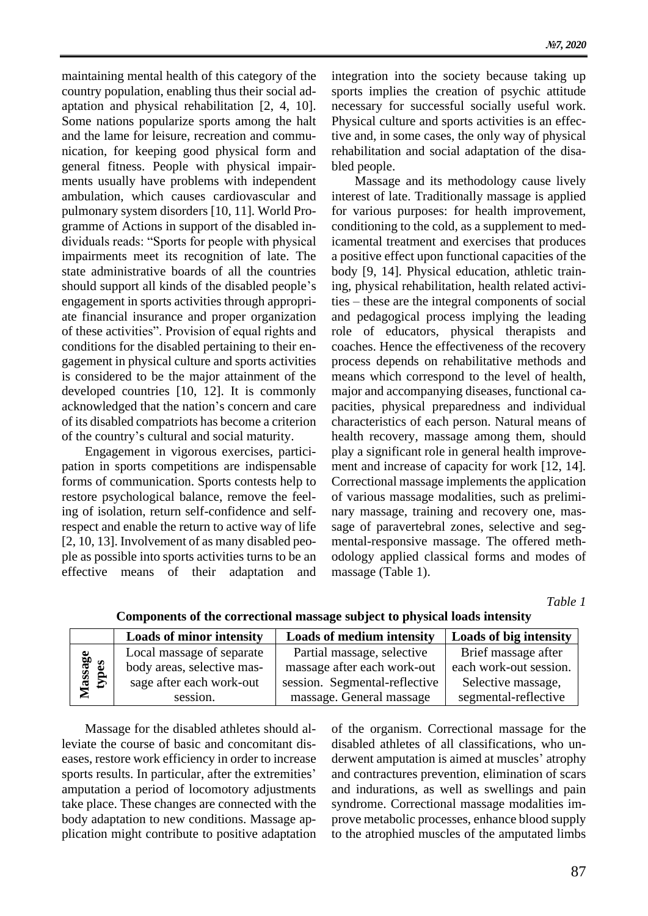maintaining mental health of this category of the country population, enabling thus their social adaptation and physical rehabilitation [2, 4, 10]. Some nations popularize sports among the halt and the lame for leisure, recreation and communication, for keeping good physical form and general fitness. People with physical impairments usually have problems with independent ambulation, which causes cardiovascular and pulmonary system disorders [10, 11]. World Programme of Actions in support of the disabled individuals reads: "Sports for people with physical impairments meet its recognition of late. The state administrative boards of all the countries should support all kinds of the disabled people's engagement in sports activities through appropriate financial insurance and proper organization of these activities". Provision of equal rights and conditions for the disabled pertaining to their engagement in physical culture and sports activities is considered to be the major attainment of the developed countries [10, 12]. It is commonly acknowledged that the nation's concern and care of its disabled compatriots has become a criterion of the country's cultural and social maturity.

Engagement in vigorous exercises, participation in sports competitions are indispensable forms of communication. Sports contests help to restore psychological balance, remove the feeling of isolation, return self-confidence and self-respect and enable the return to active way of life [2, 10, 13]. Involvement of as many disabled people as possible into sports activities turns to be an effective means of their adaptation and integration into the society because taking up sports implies the creation of psychic attitude necessary for successful socially useful work. Physical culture and sports activities is an effective and, in some cases, the only way of physical rehabilitation and social adaptation of the disabled people.

Massage and its methodology cause lively interest of late. Traditionally massage is applied for various purposes: for health improvement, conditioning to the cold, as a supplement to medicamental treatment and exercises that produces a positive effect upon functional capacities of the body [9, 14]. Physical education, athletic training, physical rehabilitation, health related activities – these are the integral components of social and pedagogical process implying the leading role of educators, physical therapists and coaches. Hence the effectiveness of the recovery process depends on rehabilitative methods and means which correspond to the level of health, major and accompanying diseases, functional capacities, physical preparedness and individual characteristics of each person. Natural means of health recovery, massage among them, should play a significant role in general health improvement and increase of capacity for work [12, 14]. Correctional massage implements the application of various massage modalities, such as preliminary massage, training and recovery one, massage of paravertebral zones, selective and segmental-responsive massage. The offered methodology applied classical forms and modes of massage (Table 1).

*Table 1*

**Components of the correctional massage subject to physical loads intensity**

| | Loads of minor intensity | Loads of medium intensity | Loads of big intensity |
|---|---|---|---|
| **Massage types** | Local massage of separate body areas, selective massage after each work-out session. | Partial massage, selective massage after each work-out session. Segmental-reflective massage. General massage | Brief massage after each work-out session. Selective massage, segmental-reflective |

Massage for the disabled athletes should alleviate the course of basic and concomitant diseases, restore work efficiency in order to increase sports results. In particular, after the extremities' amputation a period of locomotory adjustments take place. These changes are connected with the body adaptation to new conditions. Massage application might contribute to positive adaptation of the organism. Correctional massage for the disabled athletes of all classifications, who underwent amputation is aimed at muscles' atrophy and contractures prevention, elimination of scars and indurations, as well as swellings and pain syndrome. Correctional massage modalities improve metabolic processes, enhance blood supply to the atrophied muscles of the amputated limbs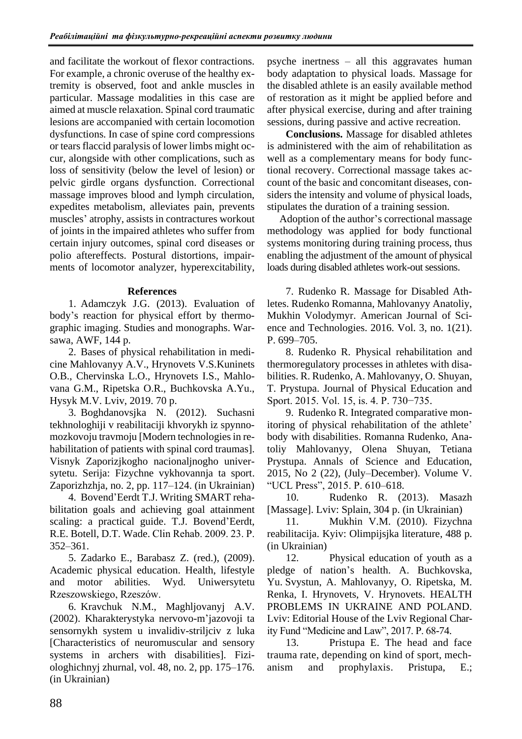and facilitate the workout of flexor contractions. For example, a chronic overuse of the healthy extremity is observed, foot and ankle muscles in particular. Massage modalities in this case are aimed at muscle relaxation. Spinal cord traumatic lesions are accompanied with certain locomotion dysfunctions. In case of spine cord compressions or tears flaccid paralysis of lower limbs might occur, alongside with other complications, such as loss of sensitivity (below the level of lesion) or pelvic girdle organs dysfunction. Correctional massage improves blood and lymph circulation, expedites metabolism, alleviates pain, prevents muscles' atrophy, assists in contractures workout of joints in the impaired athletes who suffer from certain injury outcomes, spinal cord diseases or polio aftereffects. Postural distortions, impairments of locomotor analyzer, hyperexcitability, psyche inertness – all this aggravates human body adaptation to physical loads. Massage for the disabled athlete is an easily available method of restoration as it might be applied before and after physical exercise, during and after training sessions, during passive and active recreation.

**Conclusions.** Massage for disabled athletes is administered with the aim of rehabilitation as well as a complementary means for body functional recovery. Correctional massage takes account of the basic and concomitant diseases, considers the intensity and volume of physical loads, stipulates the duration of a training session.

Adoption of the author's correctional massage methodology was applied for body functional systems monitoring during training process, thus enabling the adjustment of the amount of physical loads during disabled athletes work-out sessions.

## References

1. Adamczyk J.G. (2013). Evaluation of body's reaction for physical effort by thermographic imaging. Studies and monographs. Warsawa, AWF, 144 p.

2. Bases of physical rehabilitation in medicine Mahlovanyy A.V., Hrynovets V.S.Kuninets O.B., Chervinska L.O., Hrynovets I.S., Mahlovana G.M., Ripetska O.R., Buchkovska A.Yu., Hysyk M.V. Lviv, 2019. 70 p.

3. Boghdanovsjka N. (2012). Suchasni tekhnologhiji v reabilitaciji khvorykh iz spynnomozkovoju travmoju [Modern technologies in rehabilitation of patients with spinal cord traumas]. Visnyk Zaporizjkogho nacionaljnogho universytetu. Serija: Fizychne vykhovannja ta sport. Zaporizhzhja, no. 2, pp. 117–124. (in Ukrainian)

4. Bovend'Eerdt T.J. Writing SMART rehabilitation goals and achieving goal attainment scaling: a practical guide. T.J. Bovend'Eerdt, R.E. Botell, D.T. Wade. Clin Rehab. 2009. 23. P. 352–361.

5. Zadarko E., Barabasz Z. (red.), (2009). Academic physical education. Health, lifestyle and motor abilities. Wyd. Uniwersytetu Rzeszowskiego, Rzeszów.

6. Kravchuk N.M., Maghljovanyj A.V. (2002). Kharakterystyka nervovo-m'jazovoji ta sensornykh system u invalidiv-striljciv z luka [Characteristics of neuromuscular and sensory systems in archers with disabilities]. Fiziologhichnyj zhurnal, vol. 48, no. 2, pp. 175–176. (in Ukrainian)

7. Rudenko R. Massage for Disabled Athletes. Rudenko Romanna, Mahlovanyy Anatoliy, Mukhin Volodymyr. American Journal of Science and Technologies. 2016. Vol. 3, no. 1(21). P. 699–705.

8. Rudenko R. Physical rehabilitation and thermoregulatory processes in athletes with disabilities. R. Rudenko, A. Mahlovanyy, O. Shuyan, T. Prystupa. Journal of Physical Education and Sport. 2015. Vol. 15, is. 4. P. 730−735.

9. Rudenko R. Integrated comparative monitoring of physical rehabilitation of the athlete' body with disabilities. Romanna Rudenko, Anatoliy Mahlovanyy, Olena Shuyan, Tetiana Prystupa. Annals of Science and Education, 2015, No 2 (22), (July–December). Volume V. "UCL Press", 2015. P. 610–618.

10. Rudenko R. (2013). Masazh [Massage]. Lviv: Splain, 304 p. (in Ukrainian)

11. Mukhin V.M. (2010). Fizychna reabilitacija. Kyiv: Olimpijsjka literature, 488 p. (in Ukrainian)

12. Physical education of youth as a pledge of nation's health. A. Buchkovska, Yu. Svystun, A. Mahlovanyy, O. Ripetska, M. Renka, I. Hrynovets, V. Hrynovets. HEALTH PROBLEMS IN UKRAINE AND POLAND. Lviv: Editorial House of the Lviv Regional Charity Fund "Medicine and Law", 2017. P. 68-74.

13. Pristupa E. The head and face trauma rate, depending on kind of sport, mechanism and prophylaxis. Pristupa, E.;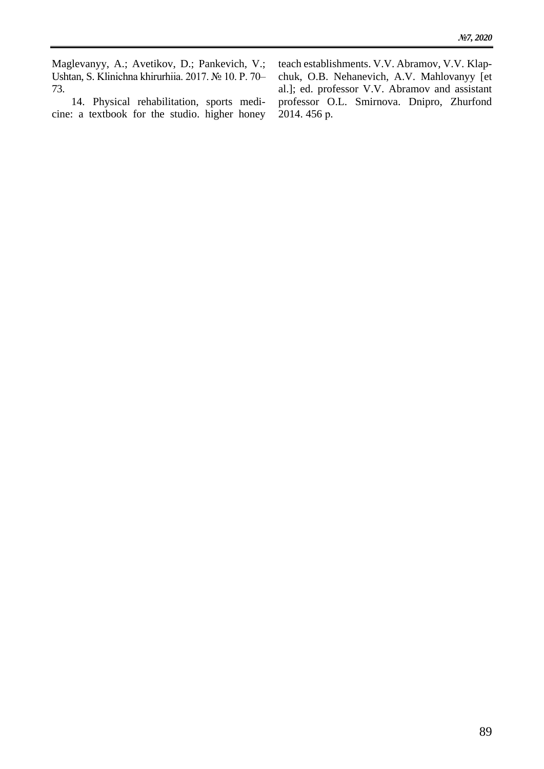Maglevanyy, A.; Avetikov, D.; Pankevich, V.; Ushtan, S. Klinichna khirurhiia. 2017. № 10. P. 70–73.

14. Physical rehabilitation, sports medicine: a textbook for the studio. higher honey teach establishments. V.V. Abramov, V.V. Klapchuk, O.B. Nehanevich, A.V. Mahlovanyy [et al.]; ed. professor V.V. Abramov and assistant professor O.L. Smirnova. Dnipro, Zhurfond 2014. 456 p.